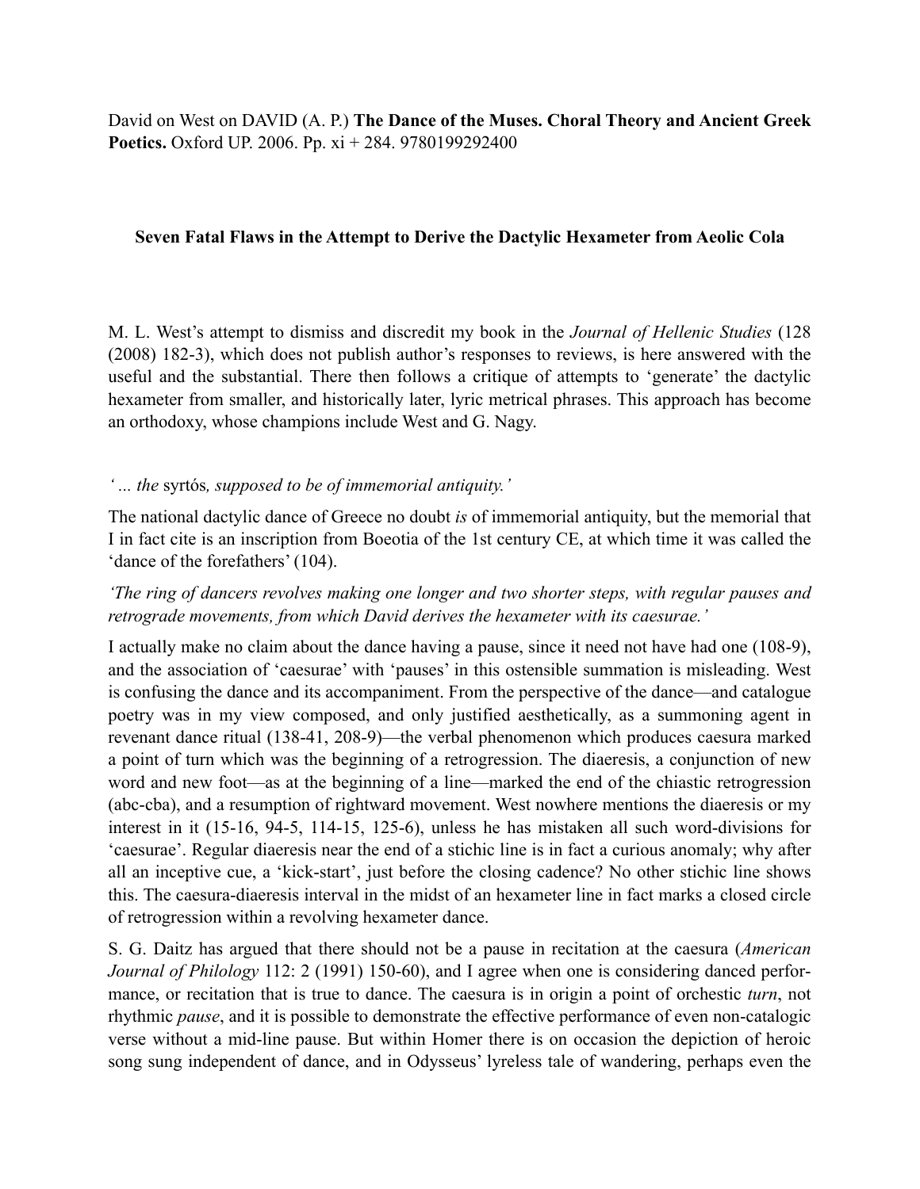David on West on DAVID (A. P.) **The Dance of the Muses. Choral Theory and Ancient Greek Poetics.** Oxford UP. 2006. Pp. xi + 284. 9780199292400

## Seven Fatal Flaws in the Attempt to Derive the Dactylic Hexameter from Aeolic Cola

M. L. West's attempt to dismiss and discredit my book in the *Journal of Hellenic Studies* (128 (2008) 182-3), which does not publish author's responses to reviews, is here answered with the useful and the substantial. There then follows a critique of attempts to 'generate' the dactylic hexameter from smaller, and historically later, lyric metrical phrases. This approach has become an orthodoxy, whose champions include West and G. Nagy.

*' … the* syrtós*, supposed to be of immemorial antiquity.'*

The national dactylic dance of Greece no doubt *is* of immemorial antiquity, but the memorial that I in fact cite is an inscription from Boeotia of the 1st century CE, at which time it was called the 'dance of the forefathers' (104).

*'The ring of dancers revolves making one longer and two shorter steps, with regular pauses and retrograde movements, from which David derives the hexameter with its caesurae.'*

I actually make no claim about the dance having a pause, since it need not have had one (108-9), and the association of 'caesurae' with 'pauses' in this ostensible summation is misleading. West is confusing the dance and its accompaniment. From the perspective of the dance—and catalogue poetry was in my view composed, and only justified aesthetically, as a summoning agent in revenant dance ritual (138-41, 208-9)—the verbal phenomenon which produces caesura marked a point of turn which was the beginning of a retrogression. The diaeresis, a conjunction of new word and new foot—as at the beginning of a line—marked the end of the chiastic retrogression (abc-cba), and a resumption of rightward movement. West nowhere mentions the diaeresis or my interest in it (15-16, 94-5, 114-15, 125-6), unless he has mistaken all such word-divisions for 'caesurae'. Regular diaeresis near the end of a stichic line is in fact a curious anomaly; why after all an inceptive cue, a 'kick-start', just before the closing cadence? No other stichic line shows this. The caesura-diaeresis interval in the midst of an hexameter line in fact marks a closed circle of retrogression within a revolving hexameter dance.

S. G. Daitz has argued that there should not be a pause in recitation at the caesura (*American Journal of Philology* 112: 2 (1991) 150-60), and I agree when one is considering danced performance, or recitation that is true to dance. The caesura is in origin a point of orchestic *turn*, not rhythmic *pause*, and it is possible to demonstrate the effective performance of even non-catalogic verse without a mid-line pause. But within Homer there is on occasion the depiction of heroic song sung independent of dance, and in Odysseus' lyreless tale of wandering, perhaps even the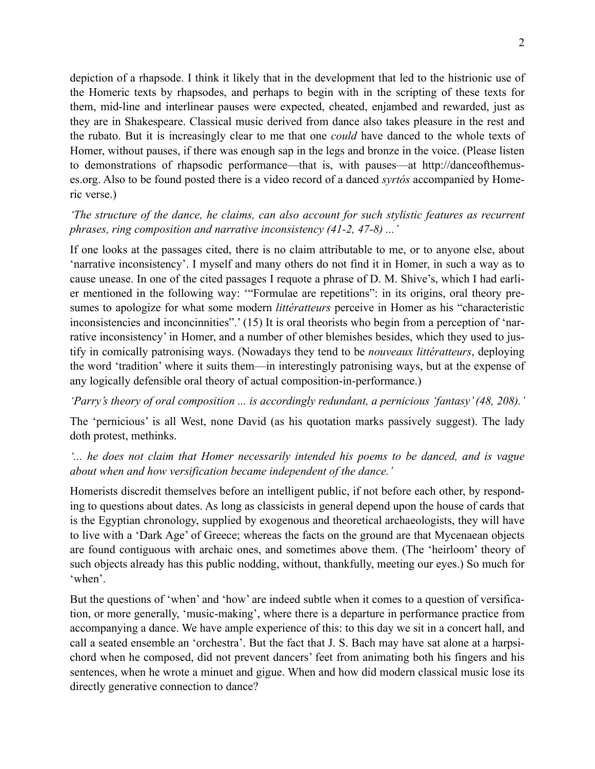depiction of a rhapsode. I think it likely that in the development that led to the histrionic use of the Homeric texts by rhapsodes, and perhaps to begin with in the scripting of these texts for them, mid-line and interlinear pauses were expected, cheated, enjambed and rewarded, just as they are in Shakespeare. Classical music derived from dance also takes pleasure in the rest and the rubato. But it is increasingly clear to me that one *could* have danced to the whole texts of Homer, without pauses, if there was enough sap in the legs and bronze in the voice. (Please listen to demonstrations of rhapsodic performance—that is, with pauses—at http://danceofthemuses.org. Also to be found posted there is a video record of a danced *syrtós* accompanied by Homeric verse.)

*'The structure of the dance, he claims, can also account for such stylistic features as recurrent phrases, ring composition and narrative inconsistency (41-2, 47-8) ...'*

If one looks at the passages cited, there is no claim attributable to me, or to anyone else, about 'narrative inconsistency'. I myself and many others do not find it in Homer, in such a way as to cause unease. In one of the cited passages I requote a phrase of D. M. Shive's, which I had earlier mentioned in the following way: '"Formulae are repetitions": in its origins, oral theory presumes to apologize for what some modern *littératteurs* perceive in Homer as his "characteristic inconsistencies and inconcinnities".' (15) It is oral theorists who begin from a perception of 'narrative inconsistency' in Homer, and a number of other blemishes besides, which they used to justify in comically patronising ways. (Nowadays they tend to be *nouveaux littératteurs*, deploying the word 'tradition' where it suits them—in interestingly patronising ways, but at the expense of any logically defensible oral theory of actual composition-in-performance.)

*'Parry's theory of oral composition ... is accordingly redundant, a pernicious 'fantasy' (48, 208).'*

The 'pernicious' is all West, none David (as his quotation marks passively suggest). The lady doth protest, methinks.

*'... he does not claim that Homer necessarily intended his poems to be danced, and is vague about when and how versification became independent of the dance.'*

Homerists discredit themselves before an intelligent public, if not before each other, by responding to questions about dates. As long as classicists in general depend upon the house of cards that is the Egyptian chronology, supplied by exogenous and theoretical archaeologists, they will have to live with a 'Dark Age' of Greece; whereas the facts on the ground are that Mycenaean objects are found contiguous with archaic ones, and sometimes above them. (The 'heirloom' theory of such objects already has this public nodding, without, thankfully, meeting our eyes.) So much for 'when'.

But the questions of 'when' and 'how' are indeed subtle when it comes to a question of versification, or more generally, 'music-making', where there is a departure in performance practice from accompanying a dance. We have ample experience of this: to this day we sit in a concert hall, and call a seated ensemble an 'orchestra'. But the fact that J. S. Bach may have sat alone at a harpsichord when he composed, did not prevent dancers' feet from animating both his fingers and his sentences, when he wrote a minuet and gigue. When and how did modern classical music lose its directly generative connection to dance?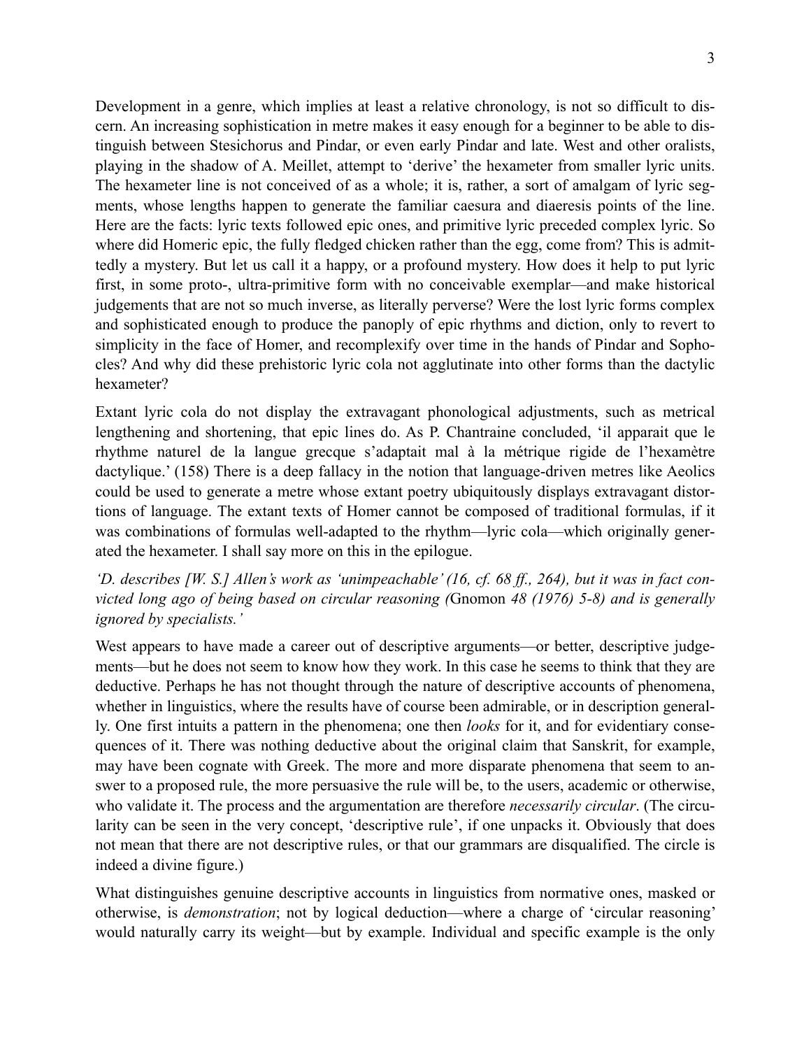Development in a genre, which implies at least a relative chronology, is not so difficult to discern. An increasing sophistication in metre makes it easy enough for a beginner to be able to distinguish between Stesichorus and Pindar, or even early Pindar and late. West and other oralists, playing in the shadow of A. Meillet, attempt to 'derive' the hexameter from smaller lyric units. The hexameter line is not conceived of as a whole; it is, rather, a sort of amalgam of lyric segments, whose lengths happen to generate the familiar caesura and diaeresis points of the line. Here are the facts: lyric texts followed epic ones, and primitive lyric preceded complex lyric. So where did Homeric epic, the fully fledged chicken rather than the egg, come from? This is admittedly a mystery. But let us call it a happy, or a profound mystery. How does it help to put lyric first, in some proto-, ultra-primitive form with no conceivable exemplar—and make historical judgements that are not so much inverse, as literally perverse? Were the lost lyric forms complex and sophisticated enough to produce the panoply of epic rhythms and diction, only to revert to simplicity in the face of Homer, and recomplexify over time in the hands of Pindar and Sophocles? And why did these prehistoric lyric cola not agglutinate into other forms than the dactylic hexameter?

Extant lyric cola do not display the extravagant phonological adjustments, such as metrical lengthening and shortening, that epic lines do. As P. Chantraine concluded, 'il apparait que le rhythme naturel de la langue grecque s'adaptait mal à la métrique rigide de l'hexamètre dactylique.' (158) There is a deep fallacy in the notion that language-driven metres like Aeolics could be used to generate a metre whose extant poetry ubiquitously displays extravagant distortions of language. The extant texts of Homer cannot be composed of traditional formulas, if it was combinations of formulas well-adapted to the rhythm—lyric cola—which originally generated the hexameter. I shall say more on this in the epilogue.

*'D. describes [W. S.] Allen's work as 'unimpeachable' (16, cf. 68 ff., 264), but it was in fact convicted long ago of being based on circular reasoning (*Gnomon *48 (1976) 5-8) and is generally ignored by specialists.'*

West appears to have made a career out of descriptive arguments—or better, descriptive judgements—but he does not seem to know how they work. In this case he seems to think that they are deductive. Perhaps he has not thought through the nature of descriptive accounts of phenomena, whether in linguistics, where the results have of course been admirable, or in description generally. One first intuits a pattern in the phenomena; one then *looks* for it, and for evidentiary consequences of it. There was nothing deductive about the original claim that Sanskrit, for example, may have been cognate with Greek. The more and more disparate phenomena that seem to answer to a proposed rule, the more persuasive the rule will be, to the users, academic or otherwise, who validate it. The process and the argumentation are therefore *necessarily circular*. (The circularity can be seen in the very concept, 'descriptive rule', if one unpacks it. Obviously that does not mean that there are not descriptive rules, or that our grammars are disqualified. The circle is indeed a divine figure.)

What distinguishes genuine descriptive accounts in linguistics from normative ones, masked or otherwise, is *demonstration*; not by logical deduction—where a charge of 'circular reasoning' would naturally carry its weight—but by example. Individual and specific example is the only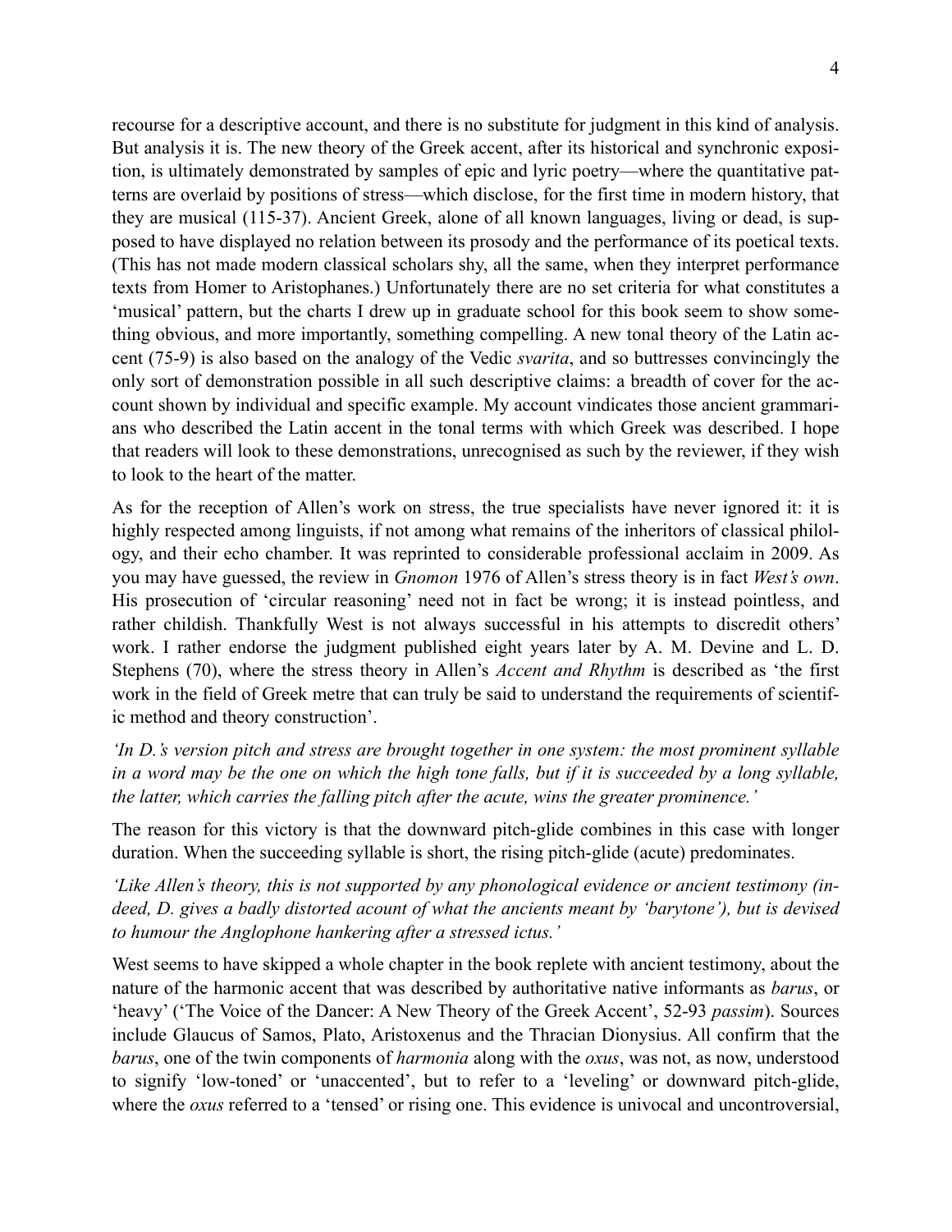recourse for a descriptive account, and there is no substitute for judgment in this kind of analysis. But analysis it is. The new theory of the Greek accent, after its historical and synchronic exposition, is ultimately demonstrated by samples of epic and lyric poetry—where the quantitative patterns are overlaid by positions of stress—which disclose, for the first time in modern history, that they are musical (115-37). Ancient Greek, alone of all known languages, living or dead, is supposed to have displayed no relation between its prosody and the performance of its poetical texts. (This has not made modern classical scholars shy, all the same, when they interpret performance texts from Homer to Aristophanes.) Unfortunately there are no set criteria for what constitutes a 'musical' pattern, but the charts I drew up in graduate school for this book seem to show something obvious, and more importantly, something compelling. A new tonal theory of the Latin accent (75-9) is also based on the analogy of the Vedic *svarita*, and so buttresses convincingly the only sort of demonstration possible in all such descriptive claims: a breadth of cover for the account shown by individual and specific example. My account vindicates those ancient grammarians who described the Latin accent in the tonal terms with which Greek was described. I hope that readers will look to these demonstrations, unrecognised as such by the reviewer, if they wish to look to the heart of the matter.

As for the reception of Allen's work on stress, the true specialists have never ignored it: it is highly respected among linguists, if not among what remains of the inheritors of classical philology, and their echo chamber. It was reprinted to considerable professional acclaim in 2009. As you may have guessed, the review in *Gnomon* 1976 of Allen's stress theory is in fact *West's own*. His prosecution of 'circular reasoning' need not in fact be wrong; it is instead pointless, and rather childish. Thankfully West is not always successful in his attempts to discredit others' work. I rather endorse the judgment published eight years later by A. M. Devine and L. D. Stephens (70), where the stress theory in Allen's *Accent and Rhythm* is described as 'the first work in the field of Greek metre that can truly be said to understand the requirements of scientific method and theory construction'.

*'In D.'s version pitch and stress are brought together in one system: the most prominent syllable in a word may be the one on which the high tone falls, but if it is succeeded by a long syllable, the latter, which carries the falling pitch after the acute, wins the greater prominence.'*

The reason for this victory is that the downward pitch-glide combines in this case with longer duration. When the succeeding syllable is short, the rising pitch-glide (acute) predominates.

*'Like Allen's theory, this is not supported by any phonological evidence or ancient testimony (indeed, D. gives a badly distorted acount of what the ancients meant by 'barytone'), but is devised to humour the Anglophone hankering after a stressed ictus.'*

West seems to have skipped a whole chapter in the book replete with ancient testimony, about the nature of the harmonic accent that was described by authoritative native informants as *barus*, or 'heavy' ('The Voice of the Dancer: A New Theory of the Greek Accent', 52-93 *passim*). Sources include Glaucus of Samos, Plato, Aristoxenus and the Thracian Dionysius. All confirm that the *barus*, one of the twin components of *harmonia* along with the *oxus*, was not, as now, understood to signify 'low-toned' or 'unaccented', but to refer to a 'leveling' or downward pitch-glide, where the *oxus* referred to a 'tensed' or rising one. This evidence is univocal and uncontroversial,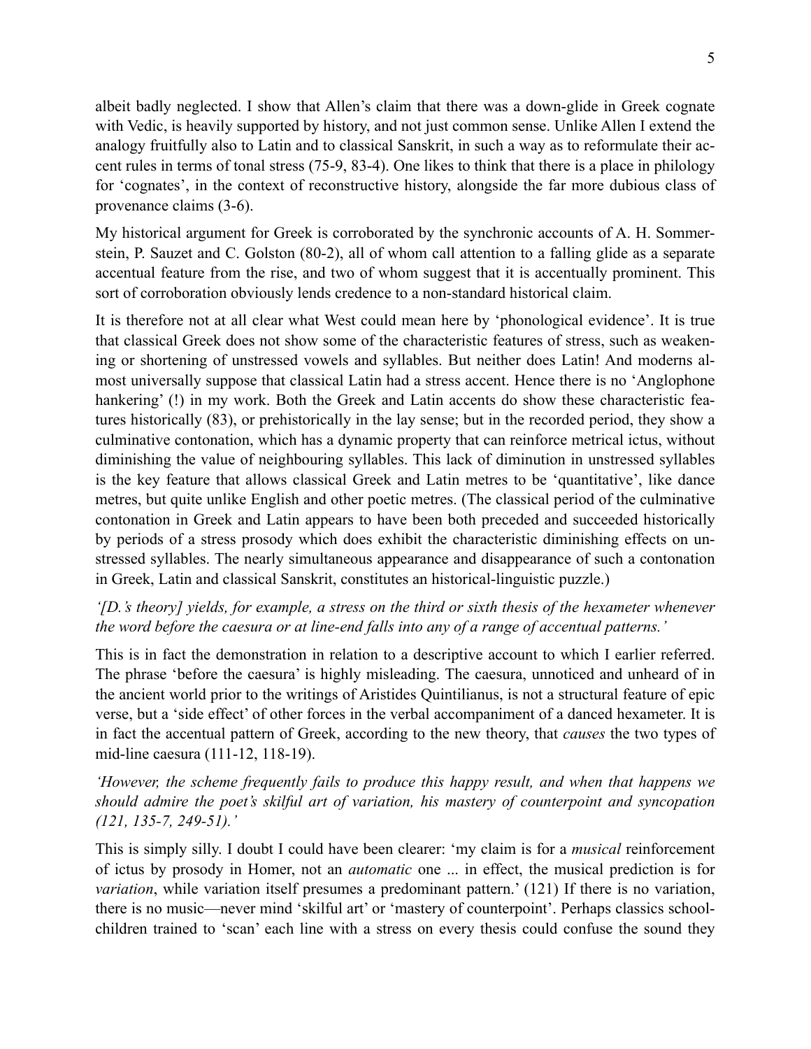albeit badly neglected. I show that Allen's claim that there was a down-glide in Greek cognate with Vedic, is heavily supported by history, and not just common sense. Unlike Allen I extend the analogy fruitfully also to Latin and to classical Sanskrit, in such a way as to reformulate their accent rules in terms of tonal stress (75-9, 83-4). One likes to think that there is a place in philology for 'cognates', in the context of reconstructive history, alongside the far more dubious class of provenance claims (3-6).

My historical argument for Greek is corroborated by the synchronic accounts of A. H. Sommerstein, P. Sauzet and C. Golston (80-2), all of whom call attention to a falling glide as a separate accentual feature from the rise, and two of whom suggest that it is accentually prominent. This sort of corroboration obviously lends credence to a non-standard historical claim.

It is therefore not at all clear what West could mean here by 'phonological evidence'. It is true that classical Greek does not show some of the characteristic features of stress, such as weakening or shortening of unstressed vowels and syllables. But neither does Latin! And moderns almost universally suppose that classical Latin had a stress accent. Hence there is no 'Anglophone hankering' (!) in my work. Both the Greek and Latin accents do show these characteristic features historically (83), or prehistorically in the lay sense; but in the recorded period, they show a culminative contonation, which has a dynamic property that can reinforce metrical ictus, without diminishing the value of neighbouring syllables. This lack of diminution in unstressed syllables is the key feature that allows classical Greek and Latin metres to be 'quantitative', like dance metres, but quite unlike English and other poetic metres. (The classical period of the culminative contonation in Greek and Latin appears to have been both preceded and succeeded historically by periods of a stress prosody which does exhibit the characteristic diminishing effects on unstressed syllables. The nearly simultaneous appearance and disappearance of such a contonation in Greek, Latin and classical Sanskrit, constitutes an historical-linguistic puzzle.)

*'[D.'s theory] yields, for example, a stress on the third or sixth thesis of the hexameter whenever the word before the caesura or at line-end falls into any of a range of accentual patterns.'*

This is in fact the demonstration in relation to a descriptive account to which I earlier referred. The phrase 'before the caesura' is highly misleading. The caesura, unnoticed and unheard of in the ancient world prior to the writings of Aristides Quintilianus, is not a structural feature of epic verse, but a 'side effect' of other forces in the verbal accompaniment of a danced hexameter. It is in fact the accentual pattern of Greek, according to the new theory, that *causes* the two types of mid-line caesura (111-12, 118-19).

*'However, the scheme frequently fails to produce this happy result, and when that happens we should admire the poet's skilful art of variation, his mastery of counterpoint and syncopation (121, 135-7, 249-51).'*

This is simply silly. I doubt I could have been clearer: 'my claim is for a *musical* reinforcement of ictus by prosody in Homer, not an *automatic* one ... in effect, the musical prediction is for *variation*, while variation itself presumes a predominant pattern.' (121) If there is no variation, there is no music—never mind 'skilful art' or 'mastery of counterpoint'. Perhaps classics schoolchildren trained to 'scan' each line with a stress on every thesis could confuse the sound they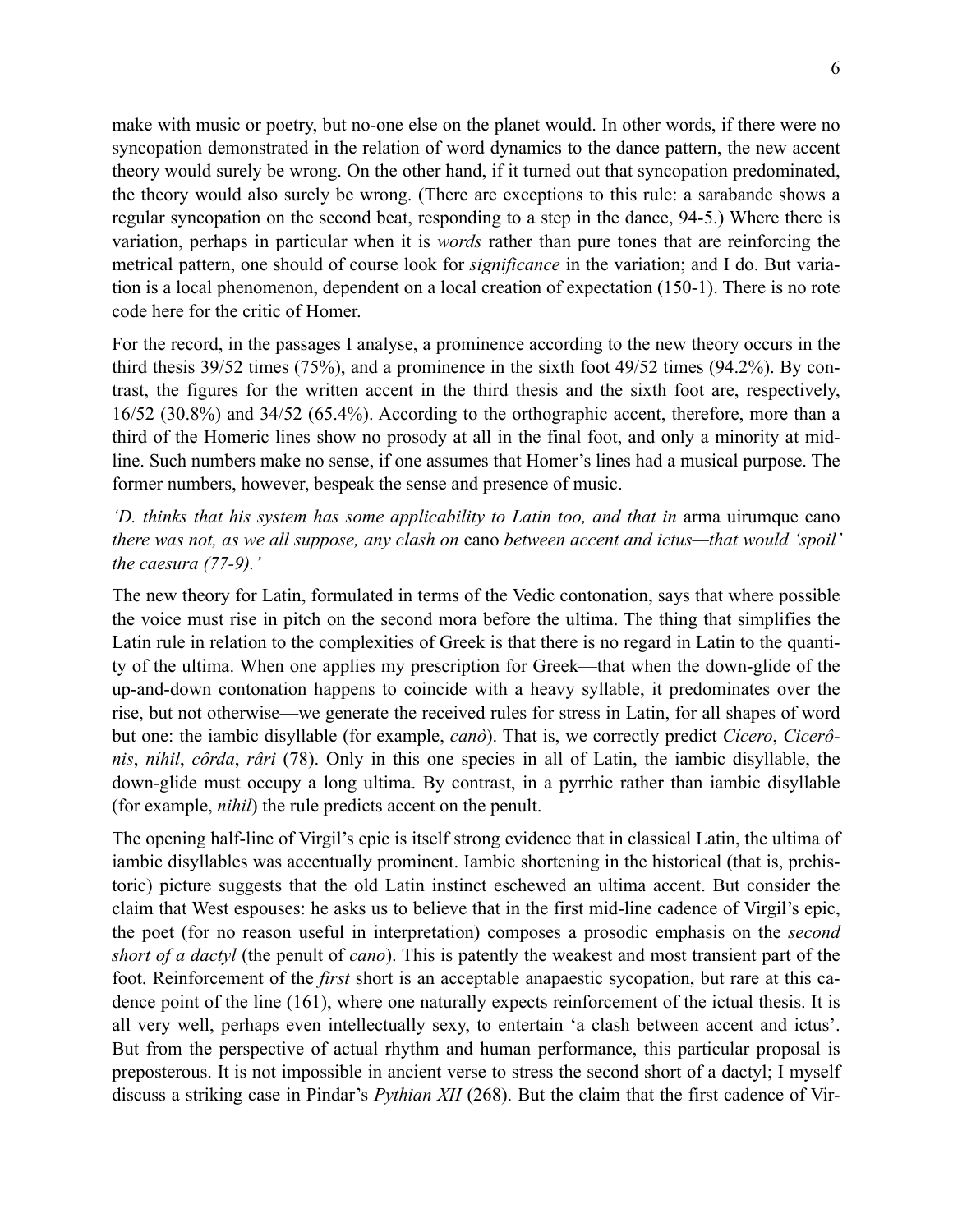make with music or poetry, but no-one else on the planet would. In other words, if there were no syncopation demonstrated in the relation of word dynamics to the dance pattern, the new accent theory would surely be wrong. On the other hand, if it turned out that syncopation predominated, the theory would also surely be wrong. (There are exceptions to this rule: a sarabande shows a regular syncopation on the second beat, responding to a step in the dance, 94-5.) Where there is variation, perhaps in particular when it is *words* rather than pure tones that are reinforcing the metrical pattern, one should of course look for *significance* in the variation; and I do. But variation is a local phenomenon, dependent on a local creation of expectation (150-1). There is no rote code here for the critic of Homer.

For the record, in the passages I analyse, a prominence according to the new theory occurs in the third thesis 39/52 times (75%), and a prominence in the sixth foot 49/52 times (94.2%). By contrast, the figures for the written accent in the third thesis and the sixth foot are, respectively, 16/52 (30.8%) and 34/52 (65.4%). According to the orthographic accent, therefore, more than a third of the Homeric lines show no prosody at all in the final foot, and only a minority at mid-line. Such numbers make no sense, if one assumes that Homer's lines had a musical purpose. The former numbers, however, bespeak the sense and presence of music.

*'D. thinks that his system has some applicability to Latin too, and that in* arma uirumque cano *there was not, as we all suppose, any clash on* cano *between accent and ictus—that would 'spoil' the caesura (77-9).'*

The new theory for Latin, formulated in terms of the Vedic contonation, says that where possible the voice must rise in pitch on the second mora before the ultima. The thing that simplifies the Latin rule in relation to the complexities of Greek is that there is no regard in Latin to the quantity of the ultima. When one applies my prescription for Greek—that when the down-glide of the up-and-down contonation happens to coincide with a heavy syllable, it predominates over the rise, but not otherwise—we generate the received rules for stress in Latin, for all shapes of word but one: the iambic disyllable (for example, *canò*). That is, we correctly predict *Cícero*, *Cicerônis*, *níhil*, *côrda*, *râri* (78). Only in this one species in all of Latin, the iambic disyllable, the down-glide must occupy a long ultima. By contrast, in a pyrrhic rather than iambic disyllable (for example, *nihil*) the rule predicts accent on the penult.

The opening half-line of Virgil's epic is itself strong evidence that in classical Latin, the ultima of iambic disyllables was accentually prominent. Iambic shortening in the historical (that is, prehistoric) picture suggests that the old Latin instinct eschewed an ultima accent. But consider the claim that West espouses: he asks us to believe that in the first mid-line cadence of Virgil's epic, the poet (for no reason useful in interpretation) composes a prosodic emphasis on the *second short of a dactyl* (the penult of *cano*). This is patently the weakest and most transient part of the foot. Reinforcement of the *first* short is an acceptable anapaestic sycopation, but rare at this cadence point of the line (161), where one naturally expects reinforcement of the ictual thesis. It is all very well, perhaps even intellectually sexy, to entertain 'a clash between accent and ictus'. But from the perspective of actual rhythm and human performance, this particular proposal is preposterous. It is not impossible in ancient verse to stress the second short of a dactyl; I myself discuss a striking case in Pindar's *Pythian XII* (268). But the claim that the first cadence of Vir-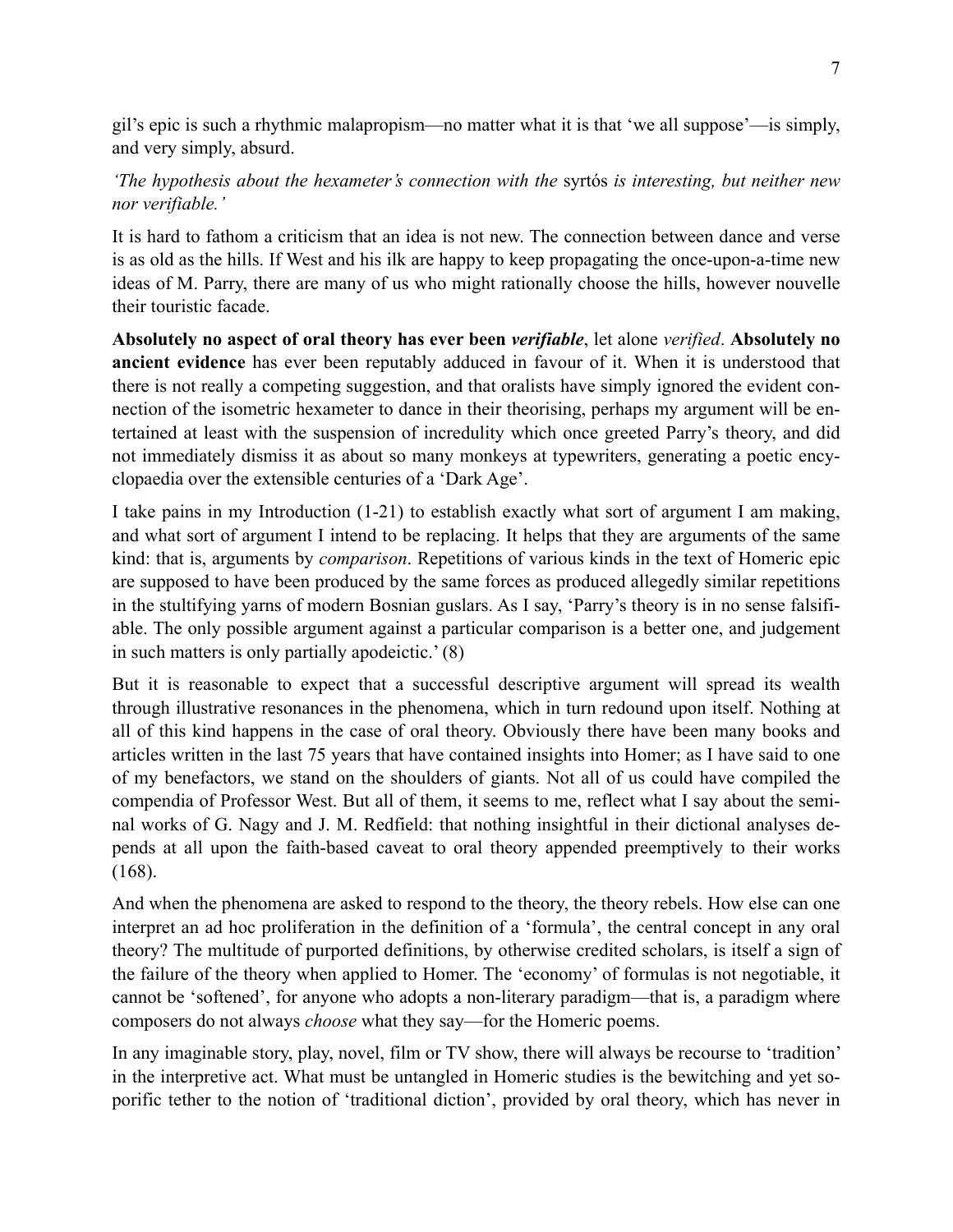gil's epic is such a rhythmic malapropism—no matter what it is that 'we all suppose'—is simply, and very simply, absurd.

*'The hypothesis about the hexameter's connection with the* syrtós *is interesting, but neither new nor verifiable.'*

It is hard to fathom a criticism that an idea is not new. The connection between dance and verse is as old as the hills. If West and his ilk are happy to keep propagating the once-upon-a-time new ideas of M. Parry, there are many of us who might rationally choose the hills, however nouvelle their touristic facade.

**Absolutely no aspect of oral theory has ever been *verifiable***, let alone *verified*. **Absolutely no ancient evidence** has ever been reputably adduced in favour of it. When it is understood that there is not really a competing suggestion, and that oralists have simply ignored the evident connection of the isometric hexameter to dance in their theorising, perhaps my argument will be entertained at least with the suspension of incredulity which once greeted Parry's theory, and did not immediately dismiss it as about so many monkeys at typewriters, generating a poetic encyclopaedia over the extensible centuries of a 'Dark Age'.

I take pains in my Introduction (1-21) to establish exactly what sort of argument I am making, and what sort of argument I intend to be replacing. It helps that they are arguments of the same kind: that is, arguments by *comparison*. Repetitions of various kinds in the text of Homeric epic are supposed to have been produced by the same forces as produced allegedly similar repetitions in the stultifying yarns of modern Bosnian guslars. As I say, 'Parry's theory is in no sense falsifiable. The only possible argument against a particular comparison is a better one, and judgement in such matters is only partially apodeictic.' (8)

But it is reasonable to expect that a successful descriptive argument will spread its wealth through illustrative resonances in the phenomena, which in turn redound upon itself. Nothing at all of this kind happens in the case of oral theory. Obviously there have been many books and articles written in the last 75 years that have contained insights into Homer; as I have said to one of my benefactors, we stand on the shoulders of giants. Not all of us could have compiled the compendia of Professor West. But all of them, it seems to me, reflect what I say about the seminal works of G. Nagy and J. M. Redfield: that nothing insightful in their dictional analyses depends at all upon the faith-based caveat to oral theory appended preemptively to their works (168).

And when the phenomena are asked to respond to the theory, the theory rebels. How else can one interpret an ad hoc proliferation in the definition of a 'formula', the central concept in any oral theory? The multitude of purported definitions, by otherwise credited scholars, is itself a sign of the failure of the theory when applied to Homer. The 'economy' of formulas is not negotiable, it cannot be 'softened', for anyone who adopts a non-literary paradigm—that is, a paradigm where composers do not always *choose* what they say—for the Homeric poems.

In any imaginable story, play, novel, film or TV show, there will always be recourse to 'tradition' in the interpretive act. What must be untangled in Homeric studies is the bewitching and yet soporific tether to the notion of 'traditional diction', provided by oral theory, which has never in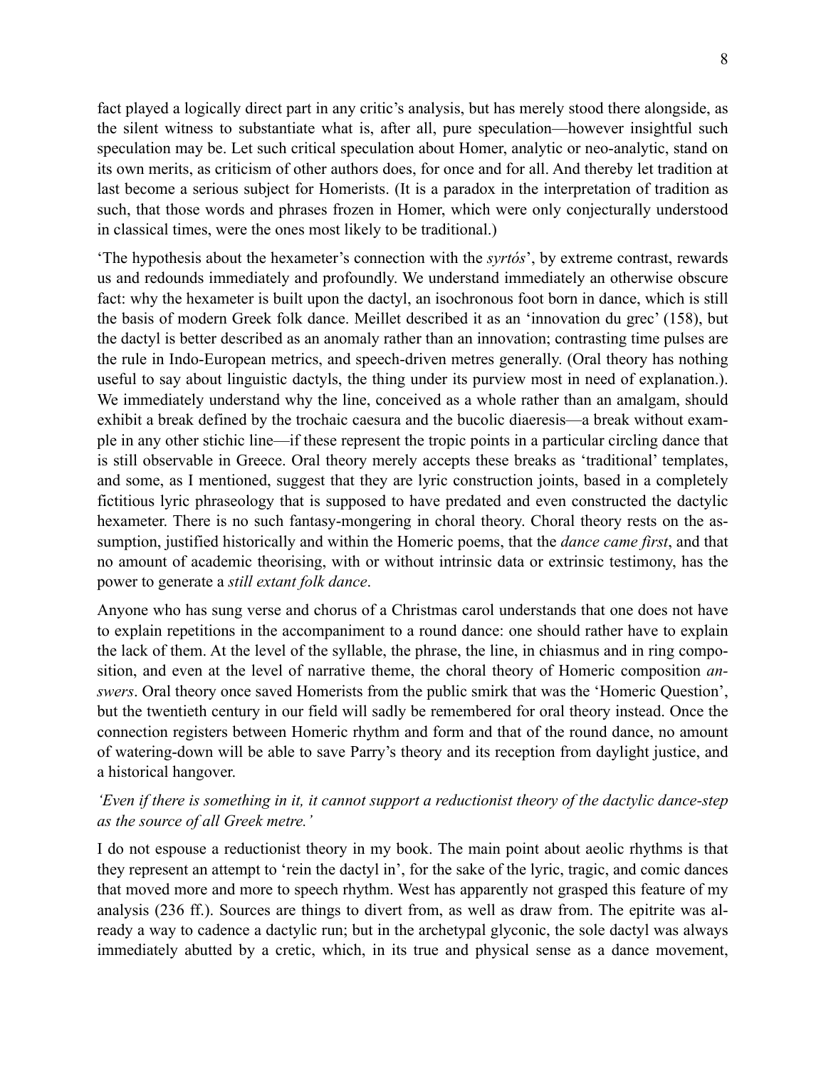fact played a logically direct part in any critic's analysis, but has merely stood there alongside, as the silent witness to substantiate what is, after all, pure speculation—however insightful such speculation may be. Let such critical speculation about Homer, analytic or neo-analytic, stand on its own merits, as criticism of other authors does, for once and for all. And thereby let tradition at last become a serious subject for Homerists. (It is a paradox in the interpretation of tradition as such, that those words and phrases frozen in Homer, which were only conjecturally understood in classical times, were the ones most likely to be traditional.)

'The hypothesis about the hexameter's connection with the *syrtós*', by extreme contrast, rewards us and redounds immediately and profoundly. We understand immediately an otherwise obscure fact: why the hexameter is built upon the dactyl, an isochronous foot born in dance, which is still the basis of modern Greek folk dance. Meillet described it as an 'innovation du grec' (158), but the dactyl is better described as an anomaly rather than an innovation; contrasting time pulses are the rule in Indo-European metrics, and speech-driven metres generally. (Oral theory has nothing useful to say about linguistic dactyls, the thing under its purview most in need of explanation.). We immediately understand why the line, conceived as a whole rather than an amalgam, should exhibit a break defined by the trochaic caesura and the bucolic diaeresis—a break without example in any other stichic line—if these represent the tropic points in a particular circling dance that is still observable in Greece. Oral theory merely accepts these breaks as 'traditional' templates, and some, as I mentioned, suggest that they are lyric construction joints, based in a completely fictitious lyric phraseology that is supposed to have predated and even constructed the dactylic hexameter. There is no such fantasy-mongering in choral theory. Choral theory rests on the assumption, justified historically and within the Homeric poems, that the *dance came first*, and that no amount of academic theorising, with or without intrinsic data or extrinsic testimony, has the power to generate a *still extant folk dance*.

Anyone who has sung verse and chorus of a Christmas carol understands that one does not have to explain repetitions in the accompaniment to a round dance: one should rather have to explain the lack of them. At the level of the syllable, the phrase, the line, in chiasmus and in ring composition, and even at the level of narrative theme, the choral theory of Homeric composition *answers*. Oral theory once saved Homerists from the public smirk that was the 'Homeric Question', but the twentieth century in our field will sadly be remembered for oral theory instead. Once the connection registers between Homeric rhythm and form and that of the round dance, no amount of watering-down will be able to save Parry's theory and its reception from daylight justice, and a historical hangover.

*'Even if there is something in it, it cannot support a reductionist theory of the dactylic dance-step as the source of all Greek metre.'*

I do not espouse a reductionist theory in my book. The main point about aeolic rhythms is that they represent an attempt to 'rein the dactyl in', for the sake of the lyric, tragic, and comic dances that moved more and more to speech rhythm. West has apparently not grasped this feature of my analysis (236 ff.). Sources are things to divert from, as well as draw from. The epitrite was already a way to cadence a dactylic run; but in the archetypal glyconic, the sole dactyl was always immediately abutted by a cretic, which, in its true and physical sense as a dance movement,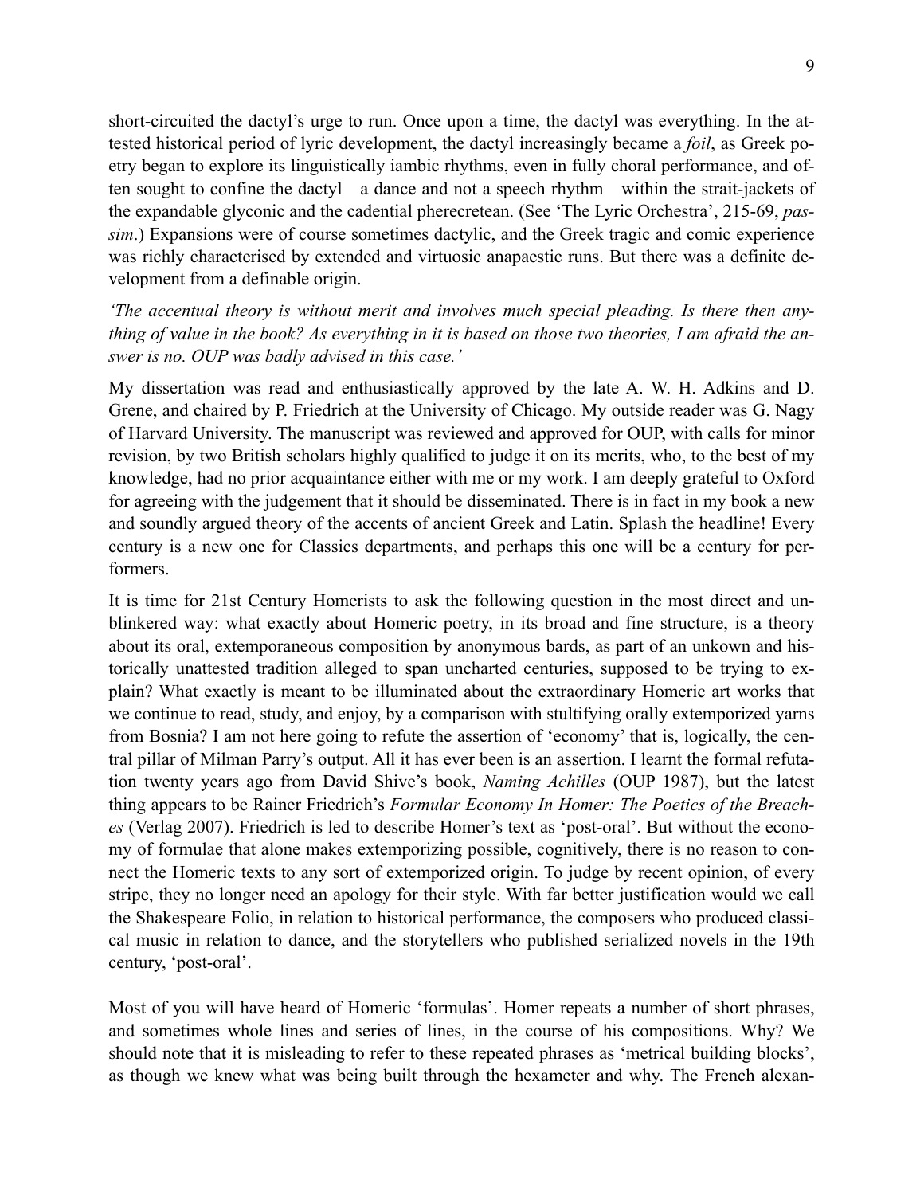short-circuited the dactyl's urge to run. Once upon a time, the dactyl was everything. In the attested historical period of lyric development, the dactyl increasingly became a *foil*, as Greek poetry began to explore its linguistically iambic rhythms, even in fully choral performance, and often sought to confine the dactyl—a dance and not a speech rhythm—within the strait-jackets of the expandable glyconic and the cadential pherecretean. (See 'The Lyric Orchestra', 215-69, *passim*.) Expansions were of course sometimes dactylic, and the Greek tragic and comic experience was richly characterised by extended and virtuosic anapaestic runs. But there was a definite development from a definable origin.

*'The accentual theory is without merit and involves much special pleading. Is there then anything of value in the book? As everything in it is based on those two theories, I am afraid the answer is no. OUP was badly advised in this case.'*

My dissertation was read and enthusiastically approved by the late A. W. H. Adkins and D. Grene, and chaired by P. Friedrich at the University of Chicago. My outside reader was G. Nagy of Harvard University. The manuscript was reviewed and approved for OUP, with calls for minor revision, by two British scholars highly qualified to judge it on its merits, who, to the best of my knowledge, had no prior acquaintance either with me or my work. I am deeply grateful to Oxford for agreeing with the judgement that it should be disseminated. There is in fact in my book a new and soundly argued theory of the accents of ancient Greek and Latin. Splash the headline! Every century is a new one for Classics departments, and perhaps this one will be a century for performers.

It is time for 21st Century Homerists to ask the following question in the most direct and unblinkered way: what exactly about Homeric poetry, in its broad and fine structure, is a theory about its oral, extemporaneous composition by anonymous bards, as part of an unkown and historically unattested tradition alleged to span uncharted centuries, supposed to be trying to explain? What exactly is meant to be illuminated about the extraordinary Homeric art works that we continue to read, study, and enjoy, by a comparison with stultifying orally extemporized yarns from Bosnia? I am not here going to refute the assertion of 'economy' that is, logically, the central pillar of Milman Parry's output. All it has ever been is an assertion. I learnt the formal refutation twenty years ago from David Shive's book, *Naming Achilles* (OUP 1987), but the latest thing appears to be Rainer Friedrich's *Formular Economy In Homer: The Poetics of the Breaches* (Verlag 2007). Friedrich is led to describe Homer's text as 'post-oral'. But without the economy of formulae that alone makes extemporizing possible, cognitively, there is no reason to connect the Homeric texts to any sort of extemporized origin. To judge by recent opinion, of every stripe, they no longer need an apology for their style. With far better justification would we call the Shakespeare Folio, in relation to historical performance, the composers who produced classical music in relation to dance, and the storytellers who published serialized novels in the 19th century, 'post-oral'.

Most of you will have heard of Homeric 'formulas'. Homer repeats a number of short phrases, and sometimes whole lines and series of lines, in the course of his compositions. Why? We should note that it is misleading to refer to these repeated phrases as 'metrical building blocks', as though we knew what was being built through the hexameter and why. The French alexan-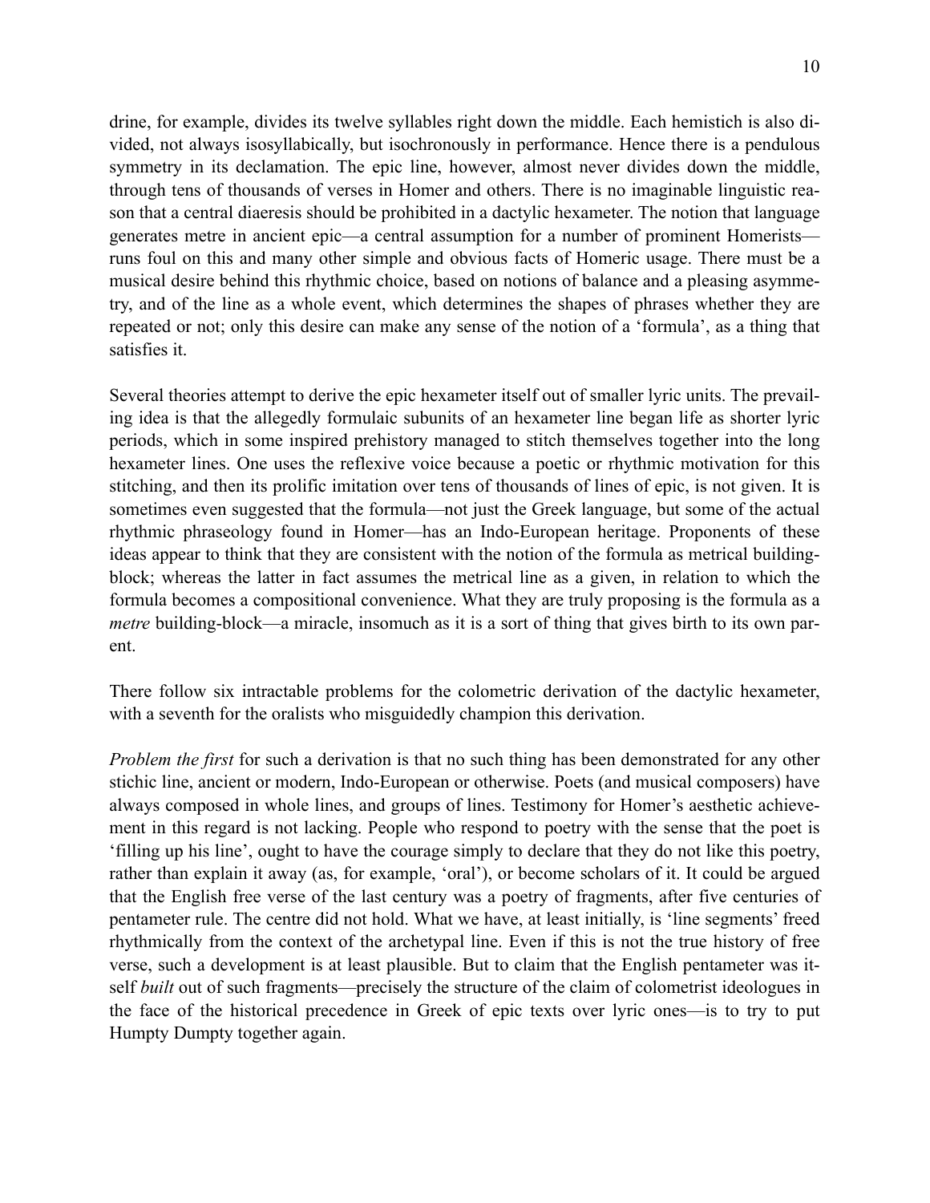drine, for example, divides its twelve syllables right down the middle. Each hemistich is also divided, not always isosyllabically, but isochronously in performance. Hence there is a pendulous symmetry in its declamation. The epic line, however, almost never divides down the middle, through tens of thousands of verses in Homer and others. There is no imaginable linguistic reason that a central diaeresis should be prohibited in a dactylic hexameter. The notion that language generates metre in ancient epic—a central assumption for a number of prominent Homerists—runs foul on this and many other simple and obvious facts of Homeric usage. There must be a musical desire behind this rhythmic choice, based on notions of balance and a pleasing asymmetry, and of the line as a whole event, which determines the shapes of phrases whether they are repeated or not; only this desire can make any sense of the notion of a 'formula', as a thing that satisfies it.

Several theories attempt to derive the epic hexameter itself out of smaller lyric units. The prevailing idea is that the allegedly formulaic subunits of an hexameter line began life as shorter lyric periods, which in some inspired prehistory managed to stitch themselves together into the long hexameter lines. One uses the reflexive voice because a poetic or rhythmic motivation for this stitching, and then its prolific imitation over tens of thousands of lines of epic, is not given. It is sometimes even suggested that the formula—not just the Greek language, but some of the actual rhythmic phraseology found in Homer—has an Indo-European heritage. Proponents of these ideas appear to think that they are consistent with the notion of the formula as metrical building-block; whereas the latter in fact assumes the metrical line as a given, in relation to which the formula becomes a compositional convenience. What they are truly proposing is the formula as a *metre* building-block—a miracle, insomuch as it is a sort of thing that gives birth to its own parent.

There follow six intractable problems for the colometric derivation of the dactylic hexameter, with a seventh for the oralists who misguidedly champion this derivation.

*Problem the first* for such a derivation is that no such thing has been demonstrated for any other stichic line, ancient or modern, Indo-European or otherwise. Poets (and musical composers) have always composed in whole lines, and groups of lines. Testimony for Homer's aesthetic achievement in this regard is not lacking. People who respond to poetry with the sense that the poet is 'filling up his line', ought to have the courage simply to declare that they do not like this poetry, rather than explain it away (as, for example, 'oral'), or become scholars of it. It could be argued that the English free verse of the last century was a poetry of fragments, after five centuries of pentameter rule. The centre did not hold. What we have, at least initially, is 'line segments' freed rhythmically from the context of the archetypal line. Even if this is not the true history of free verse, such a development is at least plausible. But to claim that the English pentameter was itself *built* out of such fragments—precisely the structure of the claim of colometrist ideologues in the face of the historical precedence in Greek of epic texts over lyric ones—is to try to put Humpty Dumpty together again.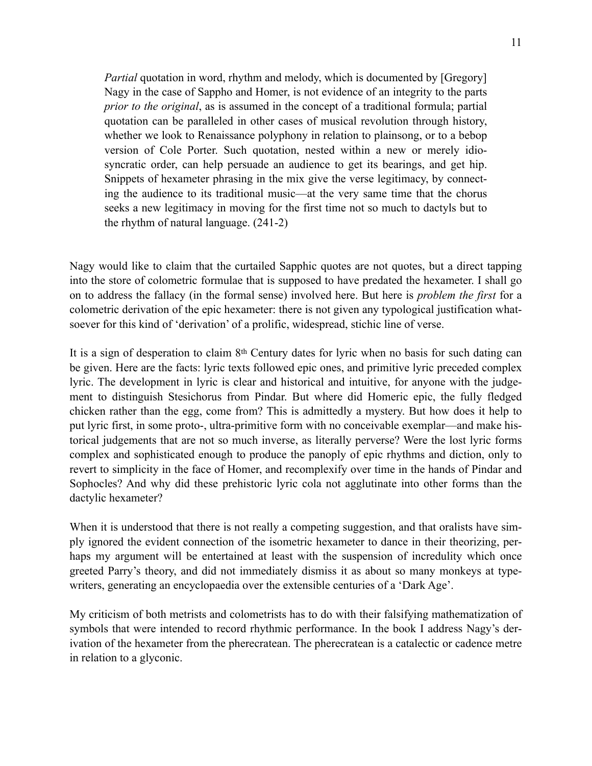> *Partial* quotation in word, rhythm and melody, which is documented by [Gregory] Nagy in the case of Sappho and Homer, is not evidence of an integrity to the parts *prior to the original*, as is assumed in the concept of a traditional formula; partial quotation can be paralleled in other cases of musical revolution through history, whether we look to Renaissance polyphony in relation to plainsong, or to a bebop version of Cole Porter. Such quotation, nested within a new or merely idiosyncratic order, can help persuade an audience to get its bearings, and get hip. Snippets of hexameter phrasing in the mix give the verse legitimacy, by connecting the audience to its traditional music—at the very same time that the chorus seeks a new legitimacy in moving for the first time not so much to dactyls but to the rhythm of natural language. (241-2)

Nagy would like to claim that the curtailed Sapphic quotes are not quotes, but a direct tapping into the store of colometric formulae that is supposed to have predated the hexameter. I shall go on to address the fallacy (in the formal sense) involved here. But here is *problem the first* for a colometric derivation of the epic hexameter: there is not given any typological justification whatsoever for this kind of 'derivation' of a prolific, widespread, stichic line of verse.

It is a sign of desperation to claim 8th Century dates for lyric when no basis for such dating can be given. Here are the facts: lyric texts followed epic ones, and primitive lyric preceded complex lyric. The development in lyric is clear and historical and intuitive, for anyone with the judgement to distinguish Stesichorus from Pindar. But where did Homeric epic, the fully fledged chicken rather than the egg, come from? This is admittedly a mystery. But how does it help to put lyric first, in some proto-, ultra-primitive form with no conceivable exemplar—and make historical judgements that are not so much inverse, as literally perverse? Were the lost lyric forms complex and sophisticated enough to produce the panoply of epic rhythms and diction, only to revert to simplicity in the face of Homer, and recomplexify over time in the hands of Pindar and Sophocles? And why did these prehistoric lyric cola not agglutinate into other forms than the dactylic hexameter?

When it is understood that there is not really a competing suggestion, and that oralists have simply ignored the evident connection of the isometric hexameter to dance in their theorizing, perhaps my argument will be entertained at least with the suspension of incredulity which once greeted Parry's theory, and did not immediately dismiss it as about so many monkeys at typewriters, generating an encyclopaedia over the extensible centuries of a 'Dark Age'.

My criticism of both metrists and colometrists has to do with their falsifying mathematization of symbols that were intended to record rhythmic performance. In the book I address Nagy's derivation of the hexameter from the pherecratean. The pherecratean is a catalectic or cadence metre in relation to a glyconic.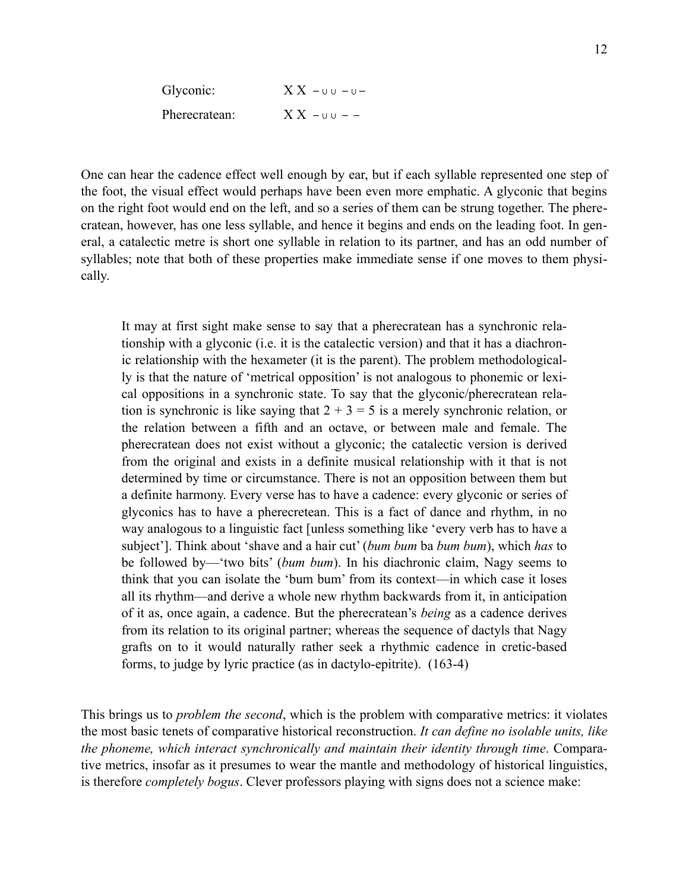Glyconic: X X – ∪ ∪ – ∪ –

Pherecratean: X X – ∪ ∪ – –

One can hear the cadence effect well enough by ear, but if each syllable represented one step of the foot, the visual effect would perhaps have been even more emphatic. A glyconic that begins on the right foot would end on the left, and so a series of them can be strung together. The pherecratean, however, has one less syllable, and hence it begins and ends on the leading foot. In general, a catalectic metre is short one syllable in relation to its partner, and has an odd number of syllables; note that both of these properties make immediate sense if one moves to them physically.

> It may at first sight make sense to say that a pherecratean has a synchronic relationship with a glyconic (i.e. it is the catalectic version) and that it has a diachronic relationship with the hexameter (it is the parent). The problem methodologically is that the nature of 'metrical opposition' is not analogous to phonemic or lexical oppositions in a synchronic state. To say that the glyconic/pherecratean relation is synchronic is like saying that 2 + 3 = 5 is a merely synchronic relation, or the relation between a fifth and an octave, or between male and female. The pherecratean does not exist without a glyconic; the catalectic version is derived from the original and exists in a definite musical relationship with it that is not determined by time or circumstance. There is not an opposition between them but a definite harmony. Every verse has to have a cadence: every glyconic or series of glyconics has to have a pherecretean. This is a fact of dance and rhythm, in no way analogous to a linguistic fact [unless something like 'every verb has to have a subject']. Think about 'shave and a hair cut' (*bum bum* ba *bum bum*), which *has* to be followed by—'two bits' (*bum bum*). In his diachronic claim, Nagy seems to think that you can isolate the 'bum bum' from its context—in which case it loses all its rhythm—and derive a whole new rhythm backwards from it, in anticipation of it as, once again, a cadence. But the pherecratean's *being* as a cadence derives from its relation to its original partner; whereas the sequence of dactyls that Nagy grafts on to it would naturally rather seek a rhythmic cadence in cretic-based forms, to judge by lyric practice (as in dactylo-epitrite). (163-4)

This brings us to *problem the second*, which is the problem with comparative metrics: it violates the most basic tenets of comparative historical reconstruction. *It can define no isolable units, like the phoneme, which interact synchronically and maintain their identity through time*. Comparative metrics, insofar as it presumes to wear the mantle and methodology of historical linguistics, is therefore *completely bogus*. Clever professors playing with signs does not a science make: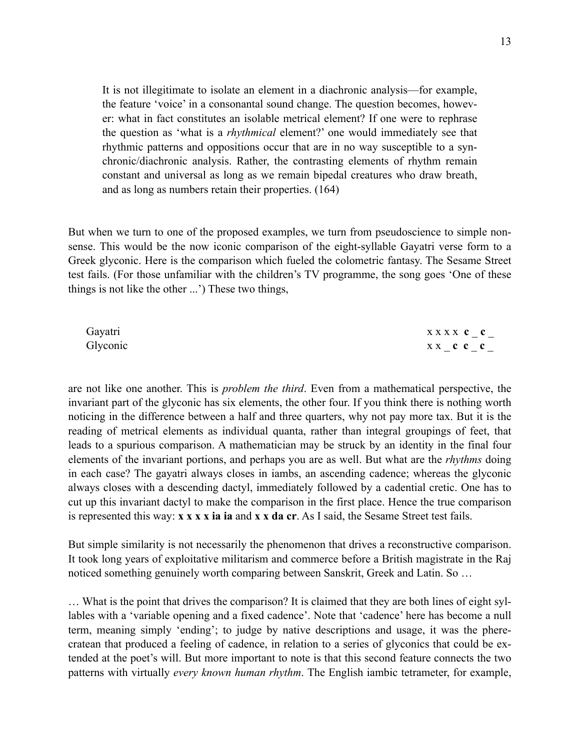> It is not illegitimate to isolate an element in a diachronic analysis—for example, the feature 'voice' in a consonantal sound change. The question becomes, however: what in fact constitutes an isolable metrical element? If one were to rephrase the question as 'what is a *rhythmical* element?' one would immediately see that rhythmic patterns and oppositions occur that are in no way susceptible to a synchronic/diachronic analysis. Rather, the contrasting elements of rhythm remain constant and universal as long as we remain bipedal creatures who draw breath, and as long as numbers retain their properties. (164)

But when we turn to one of the proposed examples, we turn from pseudoscience to simple nonsense. This would be the now iconic comparison of the eight-syllable Gayatri verse form to a Greek glyconic. Here is the comparison which fueled the colometric fantasy. The Sesame Street test fails. (For those unfamiliar with the children's TV programme, the song goes 'One of these things is not like the other ...') These two things,

| | |
|---|---|
| Gayatri | x x x x **c** _ **c** _ |
| Glyconic | x x _ **c** **c** _ **c** _ |

are not like one another. This is *problem the third*. Even from a mathematical perspective, the invariant part of the glyconic has six elements, the other four. If you think there is nothing worth noticing in the difference between a half and three quarters, why not pay more tax. But it is the reading of metrical elements as individual quanta, rather than integral groupings of feet, that leads to a spurious comparison. A mathematician may be struck by an identity in the final four elements of the invariant portions, and perhaps you are as well. But what are the *rhythms* doing in each case? The gayatri always closes in iambs, an ascending cadence; whereas the glyconic always closes with a descending dactyl, immediately followed by a cadential cretic. One has to cut up this invariant dactyl to make the comparison in the first place. Hence the true comparison is represented this way: **x x x x ia ia** and **x x da cr**. As I said, the Sesame Street test fails.

But simple similarity is not necessarily the phenomenon that drives a reconstructive comparison. It took long years of exploitative militarism and commerce before a British magistrate in the Raj noticed something genuinely worth comparing between Sanskrit, Greek and Latin. So …

… What is the point that drives the comparison? It is claimed that they are both lines of eight syllables with a 'variable opening and a fixed cadence'. Note that 'cadence' here has become a null term, meaning simply 'ending'; to judge by native descriptions and usage, it was the pherecratean that produced a feeling of cadence, in relation to a series of glyconics that could be extended at the poet's will. But more important to note is that this second feature connects the two patterns with virtually *every known human rhythm*. The English iambic tetrameter, for example,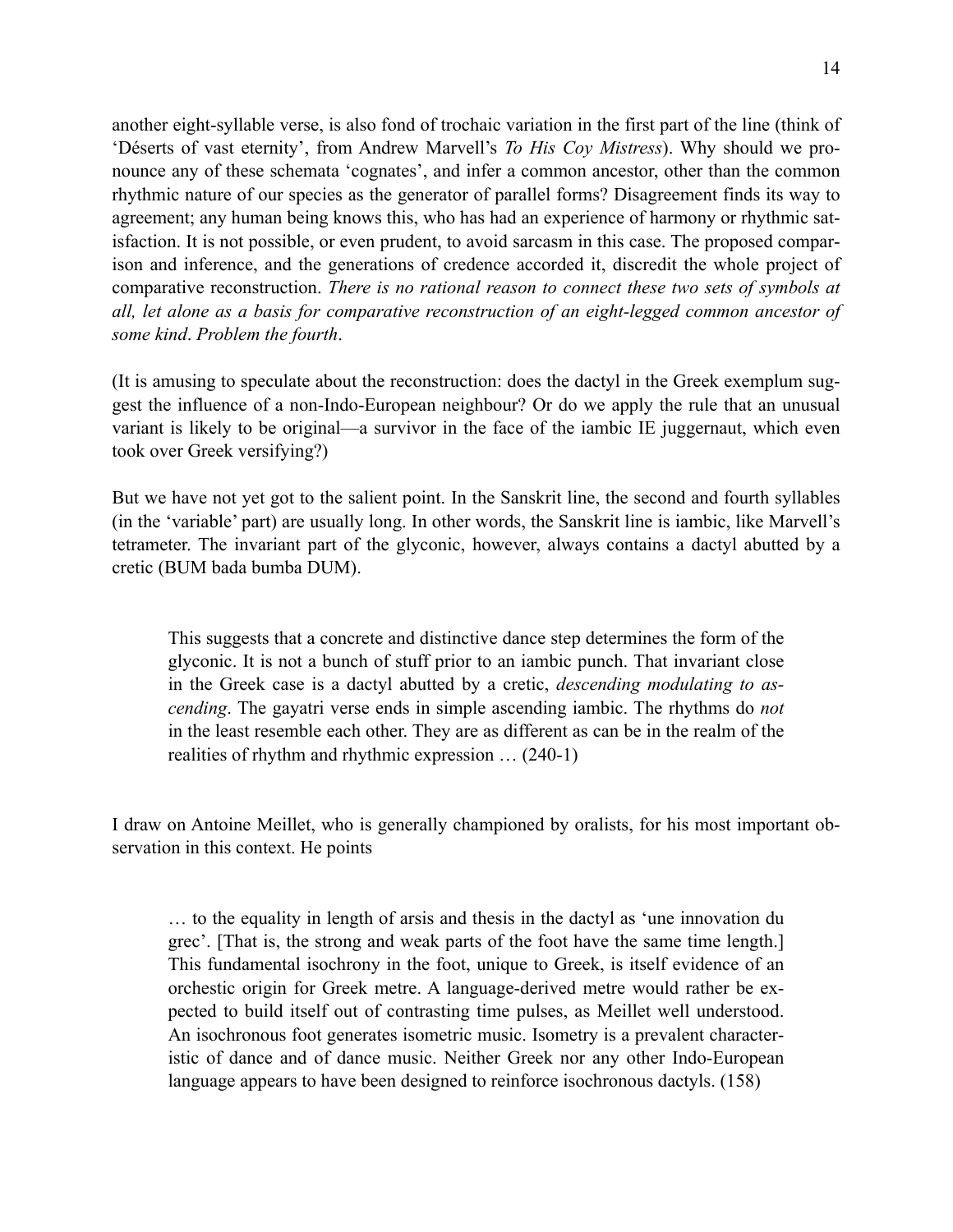another eight-syllable verse, is also fond of trochaic variation in the first part of the line (think of 'Déserts of vast eternity', from Andrew Marvell's *To His Coy Mistress*). Why should we pronounce any of these schemata 'cognates', and infer a common ancestor, other than the common rhythmic nature of our species as the generator of parallel forms? Disagreement finds its way to agreement; any human being knows this, who has had an experience of harmony or rhythmic satisfaction. It is not possible, or even prudent, to avoid sarcasm in this case. The proposed comparison and inference, and the generations of credence accorded it, discredit the whole project of comparative reconstruction. *There is no rational reason to connect these two sets of symbols at all, let alone as a basis for comparative reconstruction of an eight-legged common ancestor of some kind*. *Problem the fourth*.

(It is amusing to speculate about the reconstruction: does the dactyl in the Greek exemplum suggest the influence of a non-Indo-European neighbour? Or do we apply the rule that an unusual variant is likely to be original—a survivor in the face of the iambic IE juggernaut, which even took over Greek versifying?)

But we have not yet got to the salient point. In the Sanskrit line, the second and fourth syllables (in the 'variable' part) are usually long. In other words, the Sanskrit line is iambic, like Marvell's tetrameter. The invariant part of the glyconic, however, always contains a dactyl abutted by a cretic (BUM bada bumba DUM).

> This suggests that a concrete and distinctive dance step determines the form of the glyconic. It is not a bunch of stuff prior to an iambic punch. That invariant close in the Greek case is a dactyl abutted by a cretic, *descending modulating to ascending*. The gayatri verse ends in simple ascending iambic. The rhythms do *not* in the least resemble each other. They are as different as can be in the realm of the realities of rhythm and rhythmic expression … (240-1)

I draw on Antoine Meillet, who is generally championed by oralists, for his most important observation in this context. He points

> … to the equality in length of arsis and thesis in the dactyl as 'une innovation du grec'. [That is, the strong and weak parts of the foot have the same time length.] This fundamental isochrony in the foot, unique to Greek, is itself evidence of an orchestic origin for Greek metre. A language-derived metre would rather be expected to build itself out of contrasting time pulses, as Meillet well understood. An isochronous foot generates isometric music. Isometry is a prevalent characteristic of dance and of dance music. Neither Greek nor any other Indo-European language appears to have been designed to reinforce isochronous dactyls. (158)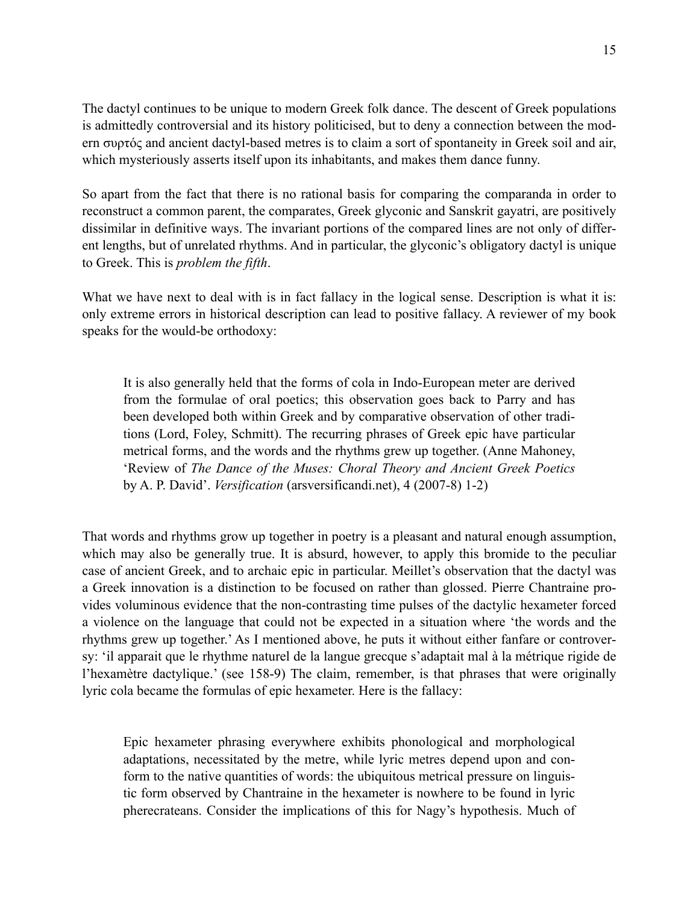The dactyl continues to be unique to modern Greek folk dance. The descent of Greek populations is admittedly controversial and its history politicised, but to deny a connection between the modern συρτός and ancient dactyl-based metres is to claim a sort of spontaneity in Greek soil and air, which mysteriously asserts itself upon its inhabitants, and makes them dance funny.

So apart from the fact that there is no rational basis for comparing the comparanda in order to reconstruct a common parent, the comparates, Greek glyconic and Sanskrit gayatri, are positively dissimilar in definitive ways. The invariant portions of the compared lines are not only of different lengths, but of unrelated rhythms. And in particular, the glyconic's obligatory dactyl is unique to Greek. This is *problem the fifth*.

What we have next to deal with is in fact fallacy in the logical sense. Description is what it is: only extreme errors in historical description can lead to positive fallacy. A reviewer of my book speaks for the would-be orthodoxy:

> It is also generally held that the forms of cola in Indo-European meter are derived from the formulae of oral poetics; this observation goes back to Parry and has been developed both within Greek and by comparative observation of other traditions (Lord, Foley, Schmitt). The recurring phrases of Greek epic have particular metrical forms, and the words and the rhythms grew up together. (Anne Mahoney, 'Review of *The Dance of the Muses: Choral Theory and Ancient Greek Poetics* by A. P. David'. *Versification* (arsversificandi.net), 4 (2007-8) 1-2)

That words and rhythms grow up together in poetry is a pleasant and natural enough assumption, which may also be generally true. It is absurd, however, to apply this bromide to the peculiar case of ancient Greek, and to archaic epic in particular. Meillet's observation that the dactyl was a Greek innovation is a distinction to be focused on rather than glossed. Pierre Chantraine provides voluminous evidence that the non-contrasting time pulses of the dactylic hexameter forced a violence on the language that could not be expected in a situation where 'the words and the rhythms grew up together.' As I mentioned above, he puts it without either fanfare or controversy: 'il apparait que le rhythme naturel de la langue grecque s'adaptait mal à la métrique rigide de l'hexamètre dactylique.' (see 158-9) The claim, remember, is that phrases that were originally lyric cola became the formulas of epic hexameter. Here is the fallacy:

> Epic hexameter phrasing everywhere exhibits phonological and morphological adaptations, necessitated by the metre, while lyric metres depend upon and conform to the native quantities of words: the ubiquitous metrical pressure on linguistic form observed by Chantraine in the hexameter is nowhere to be found in lyric pherecrateans. Consider the implications of this for Nagy's hypothesis. Much of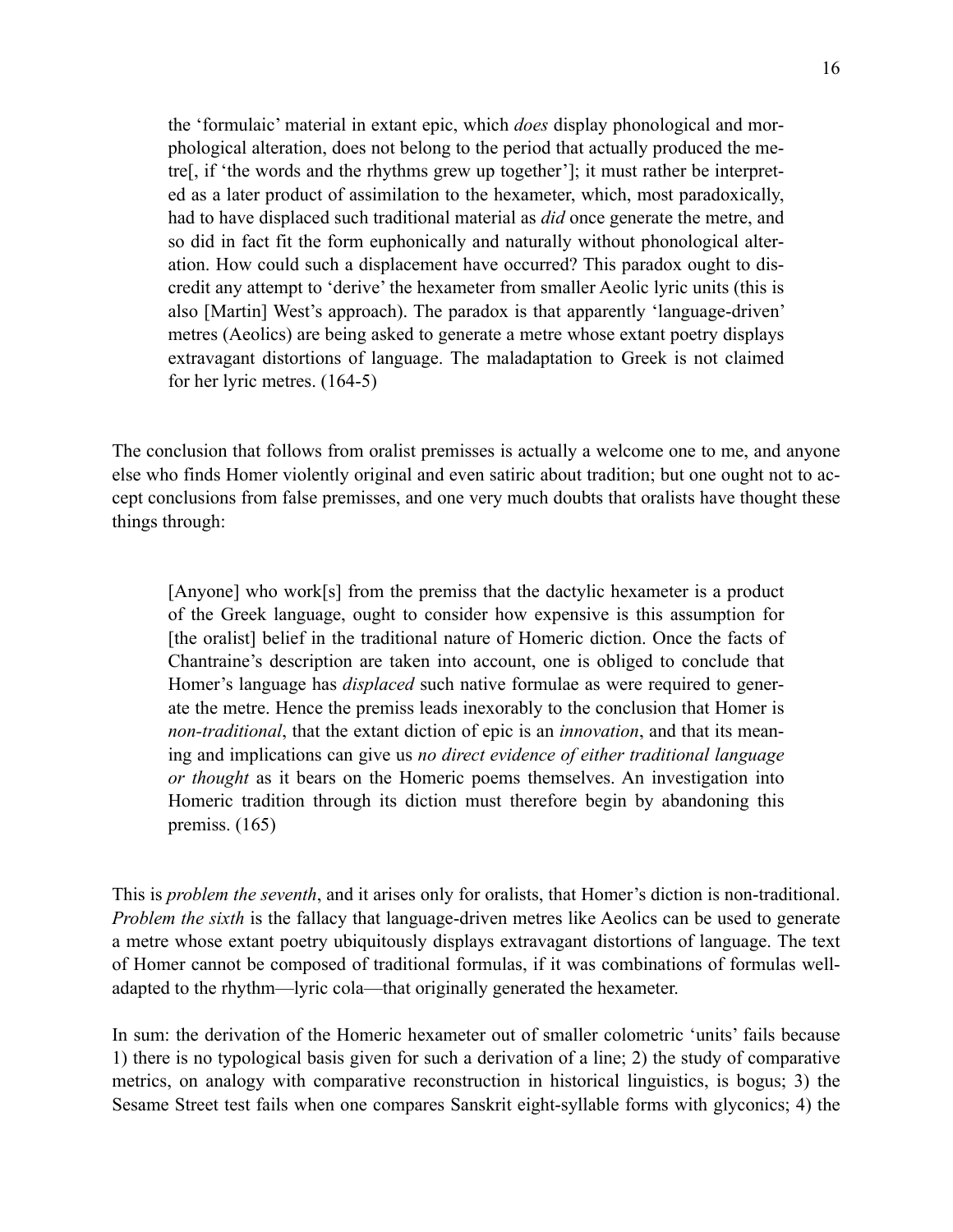> the 'formulaic' material in extant epic, which *does* display phonological and morphological alteration, does not belong to the period that actually produced the metre[, if 'the words and the rhythms grew up together']; it must rather be interpreted as a later product of assimilation to the hexameter, which, most paradoxically, had to have displaced such traditional material as *did* once generate the metre, and so did in fact fit the form euphonically and naturally without phonological alteration. How could such a displacement have occurred? This paradox ought to discredit any attempt to 'derive' the hexameter from smaller Aeolic lyric units (this is also [Martin] West's approach). The paradox is that apparently 'language-driven' metres (Aeolics) are being asked to generate a metre whose extant poetry displays extravagant distortions of language. The maladaptation to Greek is not claimed for her lyric metres. (164-5)

The conclusion that follows from oralist premisses is actually a welcome one to me, and anyone else who finds Homer violently original and even satiric about tradition; but one ought not to accept conclusions from false premisses, and one very much doubts that oralists have thought these things through:

> [Anyone] who work[s] from the premiss that the dactylic hexameter is a product of the Greek language, ought to consider how expensive is this assumption for [the oralist] belief in the traditional nature of Homeric diction. Once the facts of Chantraine's description are taken into account, one is obliged to conclude that Homer's language has *displaced* such native formulae as were required to generate the metre. Hence the premiss leads inexorably to the conclusion that Homer is *non-traditional*, that the extant diction of epic is an *innovation*, and that its meaning and implications can give us *no direct evidence of either traditional language or thought* as it bears on the Homeric poems themselves. An investigation into Homeric tradition through its diction must therefore begin by abandoning this premiss. (165)

This is *problem the seventh*, and it arises only for oralists, that Homer's diction is non-traditional. *Problem the sixth* is the fallacy that language-driven metres like Aeolics can be used to generate a metre whose extant poetry ubiquitously displays extravagant distortions of language. The text of Homer cannot be composed of traditional formulas, if it was combinations of formulas well-adapted to the rhythm—lyric cola—that originally generated the hexameter.

In sum: the derivation of the Homeric hexameter out of smaller colometric 'units' fails because 1) there is no typological basis given for such a derivation of a line; 2) the study of comparative metrics, on analogy with comparative reconstruction in historical linguistics, is bogus; 3) the Sesame Street test fails when one compares Sanskrit eight-syllable forms with glyconics; 4) the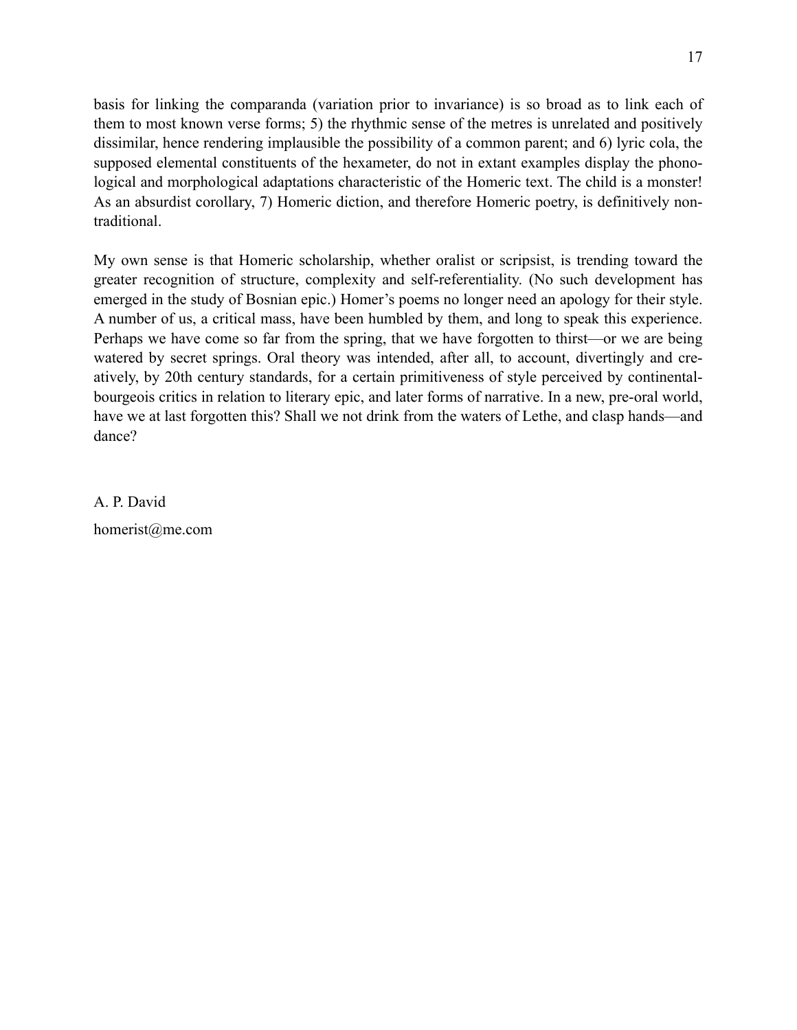basis for linking the comparanda (variation prior to invariance) is so broad as to link each of them to most known verse forms; 5) the rhythmic sense of the metres is unrelated and positively dissimilar, hence rendering implausible the possibility of a common parent; and 6) lyric cola, the supposed elemental constituents of the hexameter, do not in extant examples display the phonological and morphological adaptations characteristic of the Homeric text. The child is a monster! As an absurdist corollary, 7) Homeric diction, and therefore Homeric poetry, is definitively non-traditional.

My own sense is that Homeric scholarship, whether oralist or scripsist, is trending toward the greater recognition of structure, complexity and self-referentiality. (No such development has emerged in the study of Bosnian epic.) Homer's poems no longer need an apology for their style. A number of us, a critical mass, have been humbled by them, and long to speak this experience. Perhaps we have come so far from the spring, that we have forgotten to thirst—or we are being watered by secret springs. Oral theory was intended, after all, to account, divertingly and creatively, by 20th century standards, for a certain primitiveness of style perceived by continental-bourgeois critics in relation to literary epic, and later forms of narrative. In a new, pre-oral world, have we at last forgotten this? Shall we not drink from the waters of Lethe, and clasp hands—and dance?

A. P. David

homerist@me.com